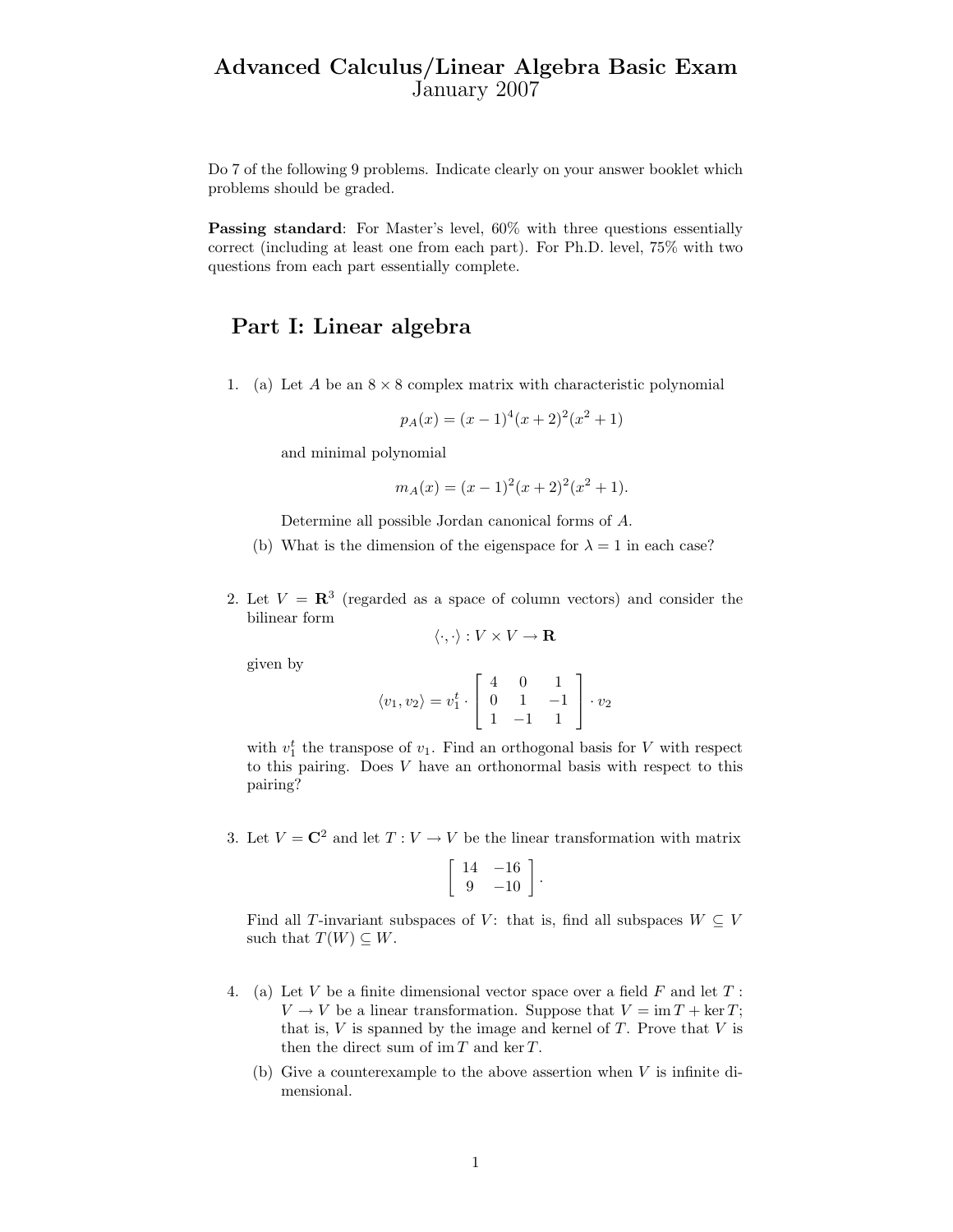# Advanced Calculus/Linear Algebra Basic Exam
January 2007

Do 7 of the following 9 problems. Indicate clearly on your answer booklet which problems should be graded.

**Passing standard**: For Master's level, 60% with three questions essentially correct (including at least one from each part). For Ph.D. level, 75% with two questions from each part essentially complete.

## Part I: Linear algebra

1. (a) Let $A$ be an $8 \times 8$ complex matrix with characteristic polynomial

$$p_A(x) = (x-1)^4(x+2)^2(x^2+1)$$

and minimal polynomial

$$m_A(x) = (x-1)^2(x+2)^2(x^2+1).$$

Determine all possible Jordan canonical forms of $A$.

(b) What is the dimension of the eigenspace for $\lambda = 1$ in each case?

2. Let $V = \mathbf{R}^3$ (regarded as a space of column vectors) and consider the bilinear form

$$\langle \cdot, \cdot \rangle : V \times V \to \mathbf{R}$$

given by

$$\langle v_1, v_2 \rangle = v_1^t \cdot \begin{bmatrix} 4 & 0 & 1 \\ 0 & 1 & -1 \\ 1 & -1 & 1 \end{bmatrix} \cdot v_2$$

with $v_1^t$ the transpose of $v_1$. Find an orthogonal basis for $V$ with respect to this pairing. Does $V$ have an orthonormal basis with respect to this pairing?

3. Let $V = \mathbf{C}^2$ and let $T : V \to V$ be the linear transformation with matrix

$$\begin{bmatrix} 14 & -16 \\ 9 & -10 \end{bmatrix}.$$

Find all $T$-invariant subspaces of $V$: that is, find all subspaces $W \subseteq V$ such that $T(W) \subseteq W$.

4. (a) Let $V$ be a finite dimensional vector space over a field $F$ and let $T : V \to V$ be a linear transformation. Suppose that $V = \operatorname{im} T + \ker T$; that is, $V$ is spanned by the image and kernel of $T$. Prove that $V$ is then the direct sum of $\operatorname{im} T$ and $\ker T$.

(b) Give a counterexample to the above assertion when $V$ is infinite dimensional.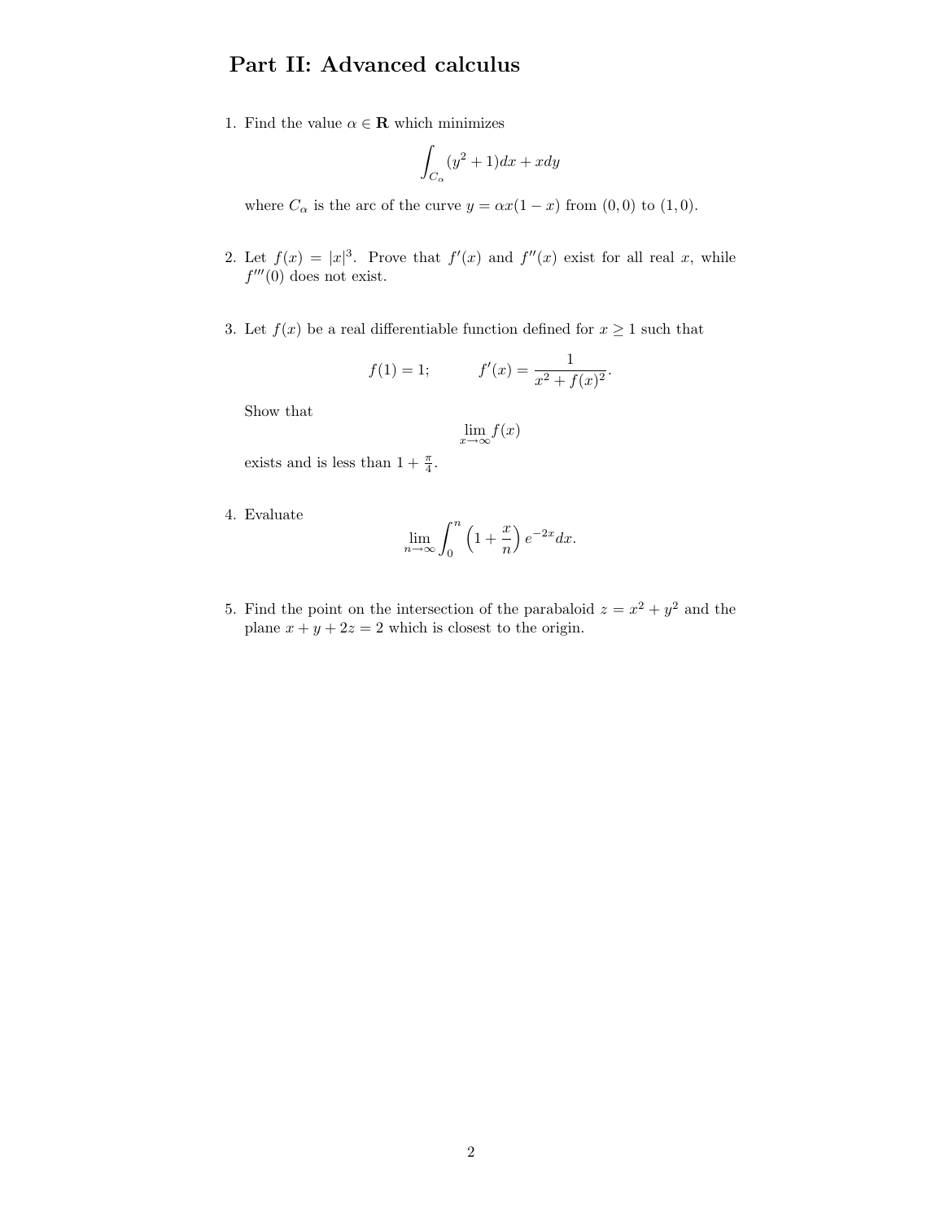# Part II: Advanced calculus

1. Find the value $\alpha \in \mathbf{R}$ which minimizes

$$\int_{C_\alpha} (y^2 + 1)dx + xdy$$

   where $C_\alpha$ is the arc of the curve $y = \alpha x(1 - x)$ from $(0, 0)$ to $(1, 0)$.

2. Let $f(x) = |x|^3$. Prove that $f'(x)$ and $f''(x)$ exist for all real $x$, while $f'''(0)$ does not exist.

3. Let $f(x)$ be a real differentiable function defined for $x \geq 1$ such that

$$f(1) = 1; \qquad f'(x) = \frac{1}{x^2 + f(x)^2}.$$

   Show that

$$\lim_{x \to \infty} f(x)$$

   exists and is less than $1 + \frac{\pi}{4}$.

4. Evaluate

$$\lim_{n \to \infty} \int_0^n \left(1 + \frac{x}{n}\right) e^{-2x} dx.$$

5. Find the point on the intersection of the parabaloid $z = x^2 + y^2$ and the plane $x + y + 2z = 2$ which is closest to the origin.